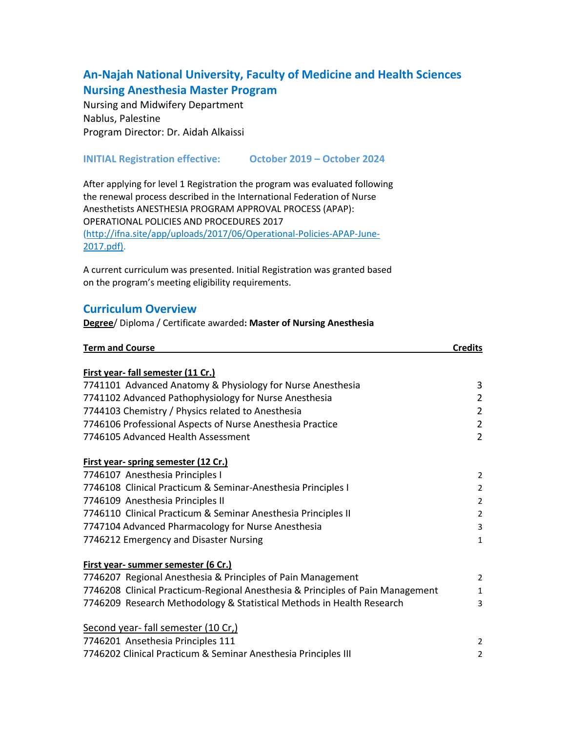## An-Najah National University, Faculty of Medicine and Health Sciences
## Nursing Anesthesia Master Program

Nursing and Midwifery Department
Nablus, Palestine
Program Director: Dr. Aidah Alkaissi

**INITIAL Registration effective: October 2019 – October 2024**

After applying for level 1 Registration the program was evaluated following the renewal process described in the International Federation of Nurse Anesthetists ANESTHESIA PROGRAM APPROVAL PROCESS (APAP): OPERATIONAL POLICIES AND PROCEDURES 2017 (http://ifna.site/app/uploads/2017/06/Operational-Policies-APAP-June-2017.pdf).

A current curriculum was presented. Initial Registration was granted based on the program's meeting eligibility requirements.

## Curriculum Overview

**Degree**/ Diploma / Certificate awarded**: Master of Nursing Anesthesia**

| Term and Course | Credits |
|---|---|
| **First year- fall semester (11 Cr.)** | |
| 7741101 Advanced Anatomy & Physiology for Nurse Anesthesia | 3 |
| 7741102 Advanced Pathophysiology for Nurse Anesthesia | 2 |
| 7744103 Chemistry / Physics related to Anesthesia | 2 |
| 7746106 Professional Aspects of Nurse Anesthesia Practice | 2 |
| 7746105 Advanced Health Assessment | 2 |
| **First year- spring semester (12 Cr.)** | |
| 7746107 Anesthesia Principles I | 2 |
| 7746108 Clinical Practicum & Seminar-Anesthesia Principles I | 2 |
| 7746109 Anesthesia Principles II | 2 |
| 7746110 Clinical Practicum & Seminar Anesthesia Principles II | 2 |
| 7747104 Advanced Pharmacology for Nurse Anesthesia | 3 |
| 7746212 Emergency and Disaster Nursing | 1 |
| **First year- summer semester (6 Cr.)** | |
| 7746207 Regional Anesthesia & Principles of Pain Management | 2 |
| 7746208 Clinical Practicum-Regional Anesthesia & Principles of Pain Management | 1 |
| 7746209 Research Methodology & Statistical Methods in Health Research | 3 |
| Second year- fall semester (10 Cr,) | |
| 7746201 Ansethesia Principles 111 | 2 |
| 7746202 Clinical Practicum & Seminar Anesthesia Principles III | 2 |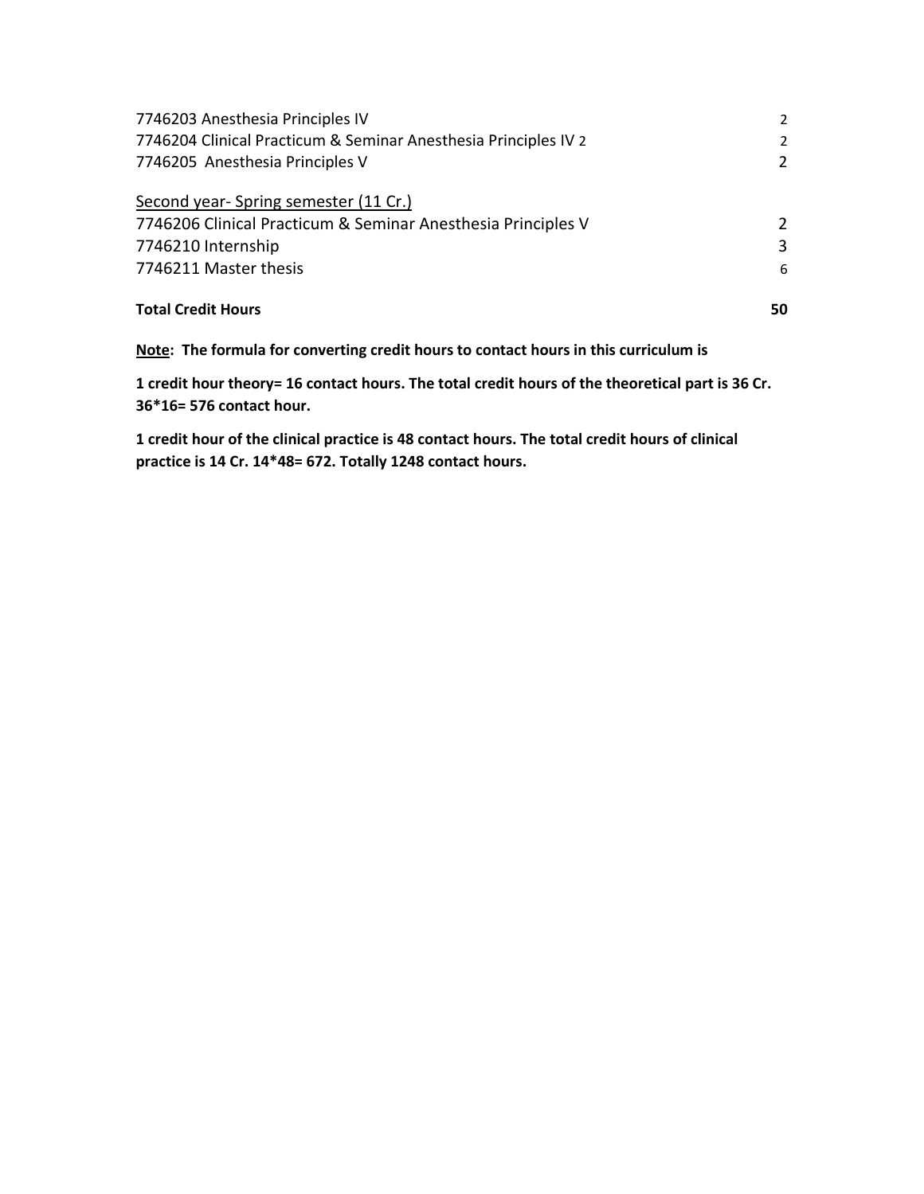| | |
|---|---|
| 7746203 Anesthesia Principles IV | 2 |
| 7746204 Clinical Practicum & Seminar Anesthesia Principles IV 2 | 2 |
| 7746205 Anesthesia Principles V | 2 |

<u>Second year- Spring semester (11 Cr.)</u>

| | |
|---|---|
| 7746206 Clinical Practicum & Seminar Anesthesia Principles V | 2 |
| 7746210 Internship | 3 |
| 7746211 Master thesis | 6 |
| **Total Credit Hours** | **50** |

**<u>Note</u>: The formula for converting credit hours to contact hours in this curriculum is**

**1 credit hour theory= 16 contact hours. The total credit hours of the theoretical part is 36 Cr. 36*16= 576 contact hour.**

**1 credit hour of the clinical practice is 48 contact hours. The total credit hours of clinical practice is 14 Cr. 14*48= 672. Totally 1248 contact hours.**